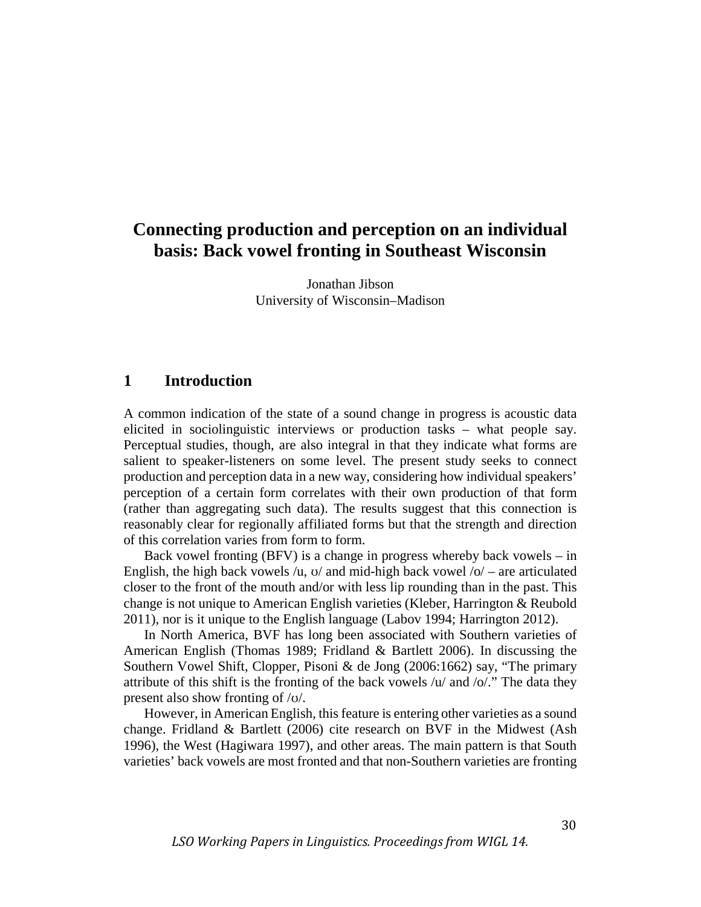# Connecting production and perception on an individual basis: Back vowel fronting in Southeast Wisconsin

Jonathan Jibson
University of Wisconsin–Madison

## 1 Introduction

A common indication of the state of a sound change in progress is acoustic data elicited in sociolinguistic interviews or production tasks – what people say. Perceptual studies, though, are also integral in that they indicate what forms are salient to speaker-listeners on some level. The present study seeks to connect production and perception data in a new way, considering how individual speakers' perception of a certain form correlates with their own production of that form (rather than aggregating such data). The results suggest that this connection is reasonably clear for regionally affiliated forms but that the strength and direction of this correlation varies from form to form.

Back vowel fronting (BFV) is a change in progress whereby back vowels – in English, the high back vowels /u, ʊ/ and mid-high back vowel /o/ – are articulated closer to the front of the mouth and/or with less lip rounding than in the past. This change is not unique to American English varieties (Kleber, Harrington & Reubold 2011), nor is it unique to the English language (Labov 1994; Harrington 2012).

In North America, BVF has long been associated with Southern varieties of American English (Thomas 1989; Fridland & Bartlett 2006). In discussing the Southern Vowel Shift, Clopper, Pisoni & de Jong (2006:1662) say, "The primary attribute of this shift is the fronting of the back vowels /u/ and /o/." The data they present also show fronting of /ʊ/.

However, in American English, this feature is entering other varieties as a sound change. Fridland & Bartlett (2006) cite research on BVF in the Midwest (Ash 1996), the West (Hagiwara 1997), and other areas. The main pattern is that South varieties' back vowels are most fronted and that non-Southern varieties are fronting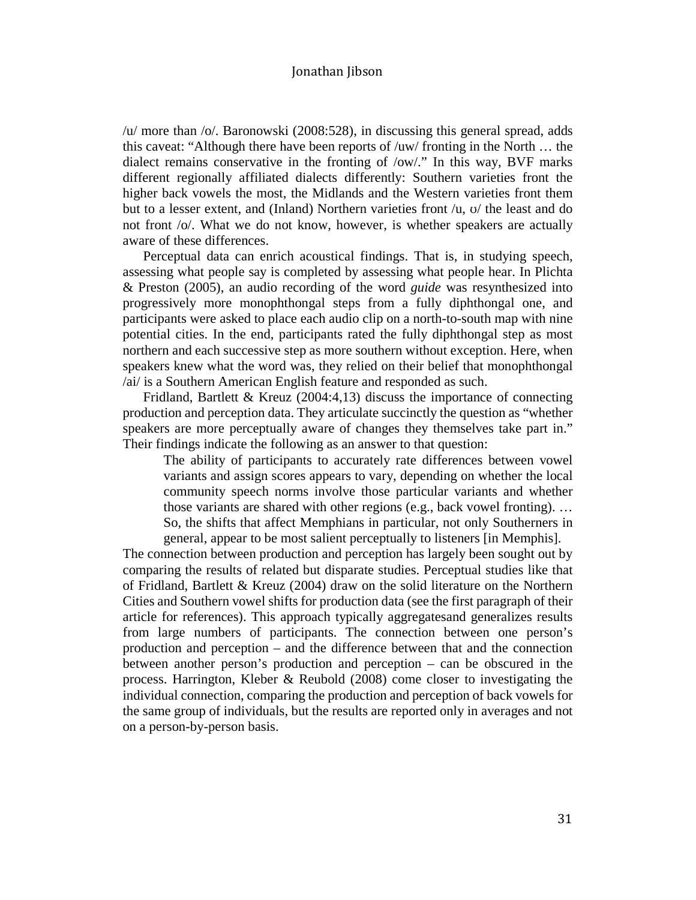/u/ more than /o/. Baronowski (2008:528), in discussing this general spread, adds this caveat: “Although there have been reports of /uw/ fronting in the North … the dialect remains conservative in the fronting of /ow/.” In this way, BVF marks different regionally affiliated dialects differently: Southern varieties front the higher back vowels the most, the Midlands and the Western varieties front them but to a lesser extent, and (Inland) Northern varieties front /u, ʊ/ the least and do not front /o/. What we do not know, however, is whether speakers are actually aware of these differences.

Perceptual data can enrich acoustical findings. That is, in studying speech, assessing what people say is completed by assessing what people hear. In Plichta & Preston (2005), an audio recording of the word *guide* was resynthesized into progressively more monophthongal steps from a fully diphthongal one, and participants were asked to place each audio clip on a north-to-south map with nine potential cities. In the end, participants rated the fully diphthongal step as most northern and each successive step as more southern without exception. Here, when speakers knew what the word was, they relied on their belief that monophthongal /ai/ is a Southern American English feature and responded as such.

Fridland, Bartlett & Kreuz (2004:4,13) discuss the importance of connecting production and perception data. They articulate succinctly the question as “whether speakers are more perceptually aware of changes they themselves take part in.” Their findings indicate the following as an answer to that question:

> The ability of participants to accurately rate differences between vowel variants and assign scores appears to vary, depending on whether the local community speech norms involve those particular variants and whether those variants are shared with other regions (e.g., back vowel fronting). … So, the shifts that affect Memphians in particular, not only Southerners in general, appear to be most salient perceptually to listeners [in Memphis].

The connection between production and perception has largely been sought out by comparing the results of related but disparate studies. Perceptual studies like that of Fridland, Bartlett & Kreuz (2004) draw on the solid literature on the Northern Cities and Southern vowel shifts for production data (see the first paragraph of their article for references). This approach typically aggregatesand generalizes results from large numbers of participants. The connection between one person’s production and perception – and the difference between that and the connection between another person’s production and perception – can be obscured in the process. Harrington, Kleber & Reubold (2008) come closer to investigating the individual connection, comparing the production and perception of back vowels for the same group of individuals, but the results are reported only in averages and not on a person-by-person basis.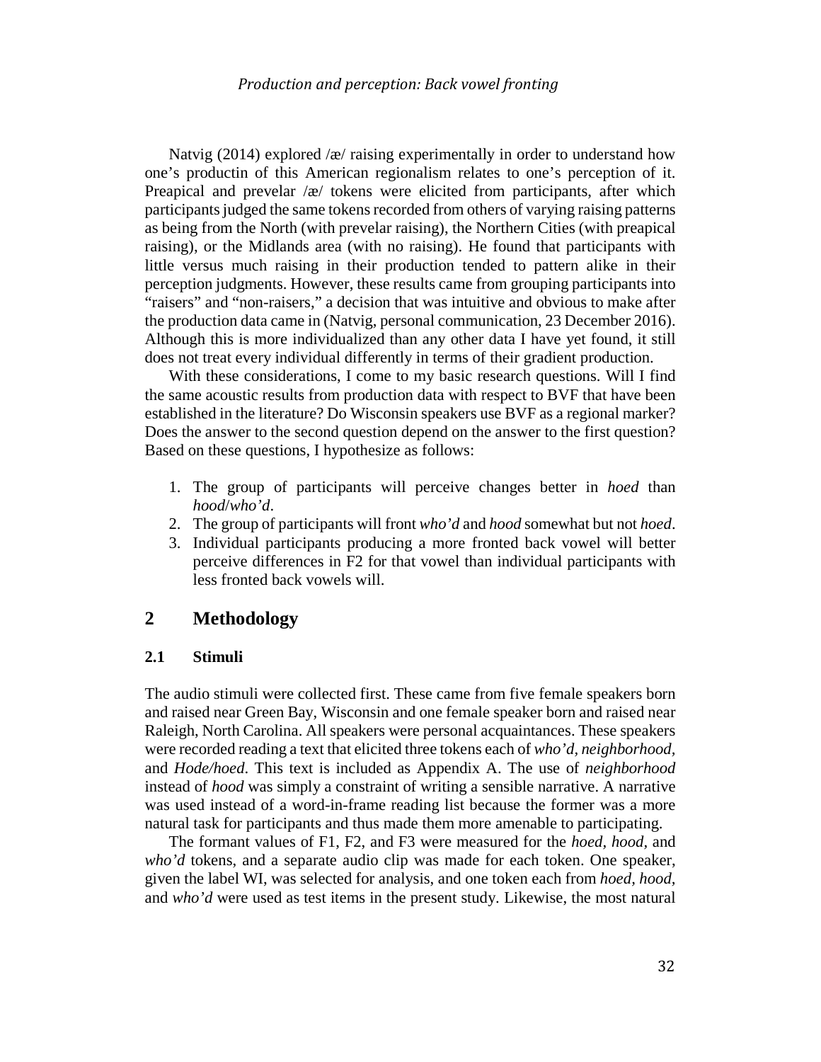Natvig (2014) explored /æ/ raising experimentally in order to understand how one's productin of this American regionalism relates to one's perception of it. Preapical and prevelar /æ/ tokens were elicited from participants, after which participants judged the same tokens recorded from others of varying raising patterns as being from the North (with prevelar raising), the Northern Cities (with preapical raising), or the Midlands area (with no raising). He found that participants with little versus much raising in their production tended to pattern alike in their perception judgments. However, these results came from grouping participants into "raisers" and "non-raisers," a decision that was intuitive and obvious to make after the production data came in (Natvig, personal communication, 23 December 2016). Although this is more individualized than any other data I have yet found, it still does not treat every individual differently in terms of their gradient production.

With these considerations, I come to my basic research questions. Will I find the same acoustic results from production data with respect to BVF that have been established in the literature? Do Wisconsin speakers use BVF as a regional marker? Does the answer to the second question depend on the answer to the first question? Based on these questions, I hypothesize as follows:

1. The group of participants will perceive changes better in *hoed* than *hood*/*who'd*.
2. The group of participants will front *who'd* and *hood* somewhat but not *hoed*.
3. Individual participants producing a more fronted back vowel will better perceive differences in F2 for that vowel than individual participants with less fronted back vowels will.

## 2 Methodology

### 2.1 Stimuli

The audio stimuli were collected first. These came from five female speakers born and raised near Green Bay, Wisconsin and one female speaker born and raised near Raleigh, North Carolina. All speakers were personal acquaintances. These speakers were recorded reading a text that elicited three tokens each of *who'd*, *neighborhood*, and *Hode/hoed*. This text is included as Appendix A. The use of *neighborhood* instead of *hood* was simply a constraint of writing a sensible narrative. A narrative was used instead of a word-in-frame reading list because the former was a more natural task for participants and thus made them more amenable to participating.

The formant values of F1, F2, and F3 were measured for the *hoed, hood,* and *who'd* tokens, and a separate audio clip was made for each token. One speaker, given the label WI, was selected for analysis, and one token each from *hoed, hood*, and *who'd* were used as test items in the present study. Likewise, the most natural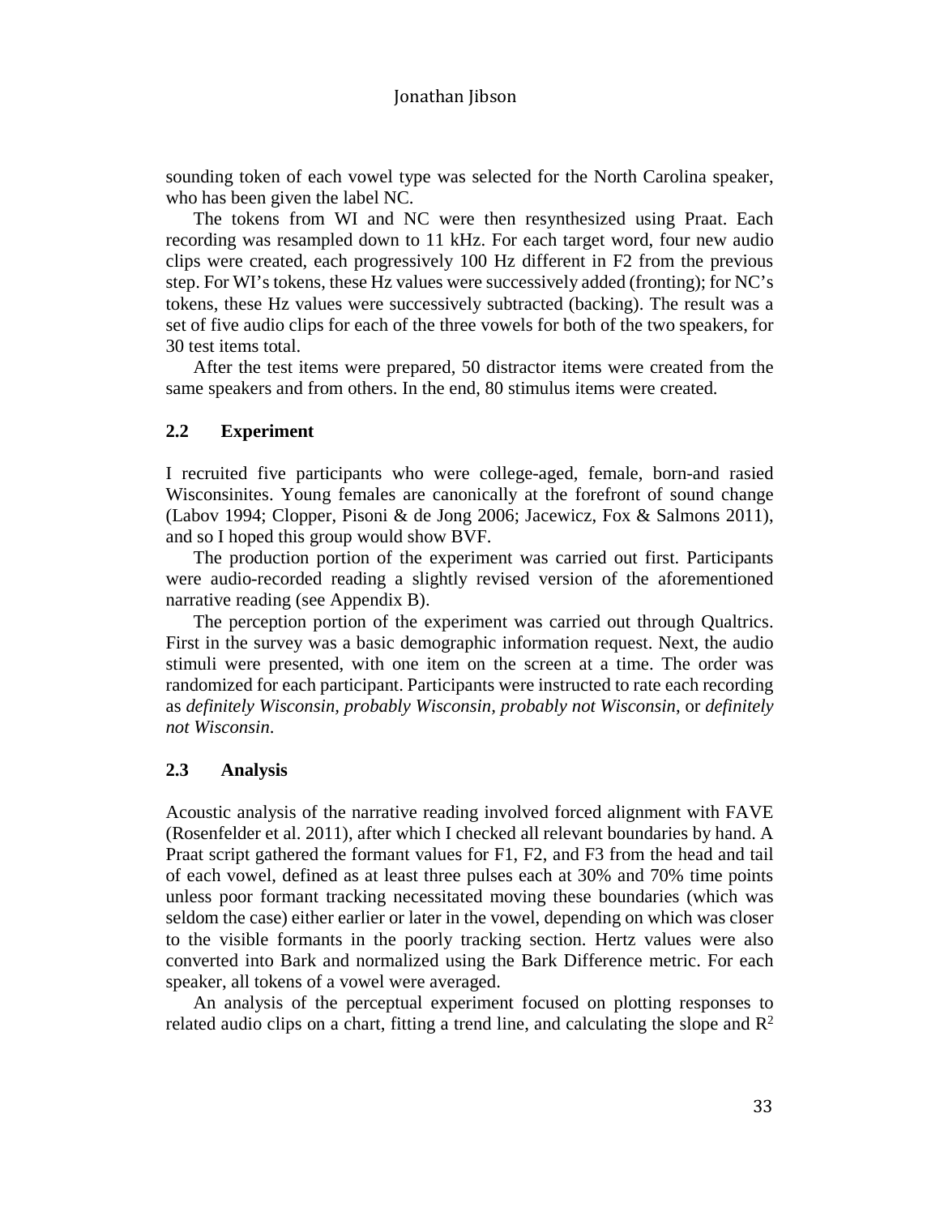sounding token of each vowel type was selected for the North Carolina speaker, who has been given the label NC.

The tokens from WI and NC were then resynthesized using Praat. Each recording was resampled down to 11 kHz. For each target word, four new audio clips were created, each progressively 100 Hz different in F2 from the previous step. For WI's tokens, these Hz values were successively added (fronting); for NC's tokens, these Hz values were successively subtracted (backing). The result was a set of five audio clips for each of the three vowels for both of the two speakers, for 30 test items total.

After the test items were prepared, 50 distractor items were created from the same speakers and from others. In the end, 80 stimulus items were created.

### 2.2 Experiment

I recruited five participants who were college-aged, female, born-and rasied Wisconsinites. Young females are canonically at the forefront of sound change (Labov 1994; Clopper, Pisoni & de Jong 2006; Jacewicz, Fox & Salmons 2011), and so I hoped this group would show BVF.

The production portion of the experiment was carried out first. Participants were audio-recorded reading a slightly revised version of the aforementioned narrative reading (see Appendix B).

The perception portion of the experiment was carried out through Qualtrics. First in the survey was a basic demographic information request. Next, the audio stimuli were presented, with one item on the screen at a time. The order was randomized for each participant. Participants were instructed to rate each recording as *definitely Wisconsin, probably Wisconsin, probably not Wisconsin*, or *definitely not Wisconsin*.

### 2.3 Analysis

Acoustic analysis of the narrative reading involved forced alignment with FAVE (Rosenfelder et al. 2011), after which I checked all relevant boundaries by hand. A Praat script gathered the formant values for F1, F2, and F3 from the head and tail of each vowel, defined as at least three pulses each at 30% and 70% time points unless poor formant tracking necessitated moving these boundaries (which was seldom the case) either earlier or later in the vowel, depending on which was closer to the visible formants in the poorly tracking section. Hertz values were also converted into Bark and normalized using the Bark Difference metric. For each speaker, all tokens of a vowel were averaged.

An analysis of the perceptual experiment focused on plotting responses to related audio clips on a chart, fitting a trend line, and calculating the slope and $R^2$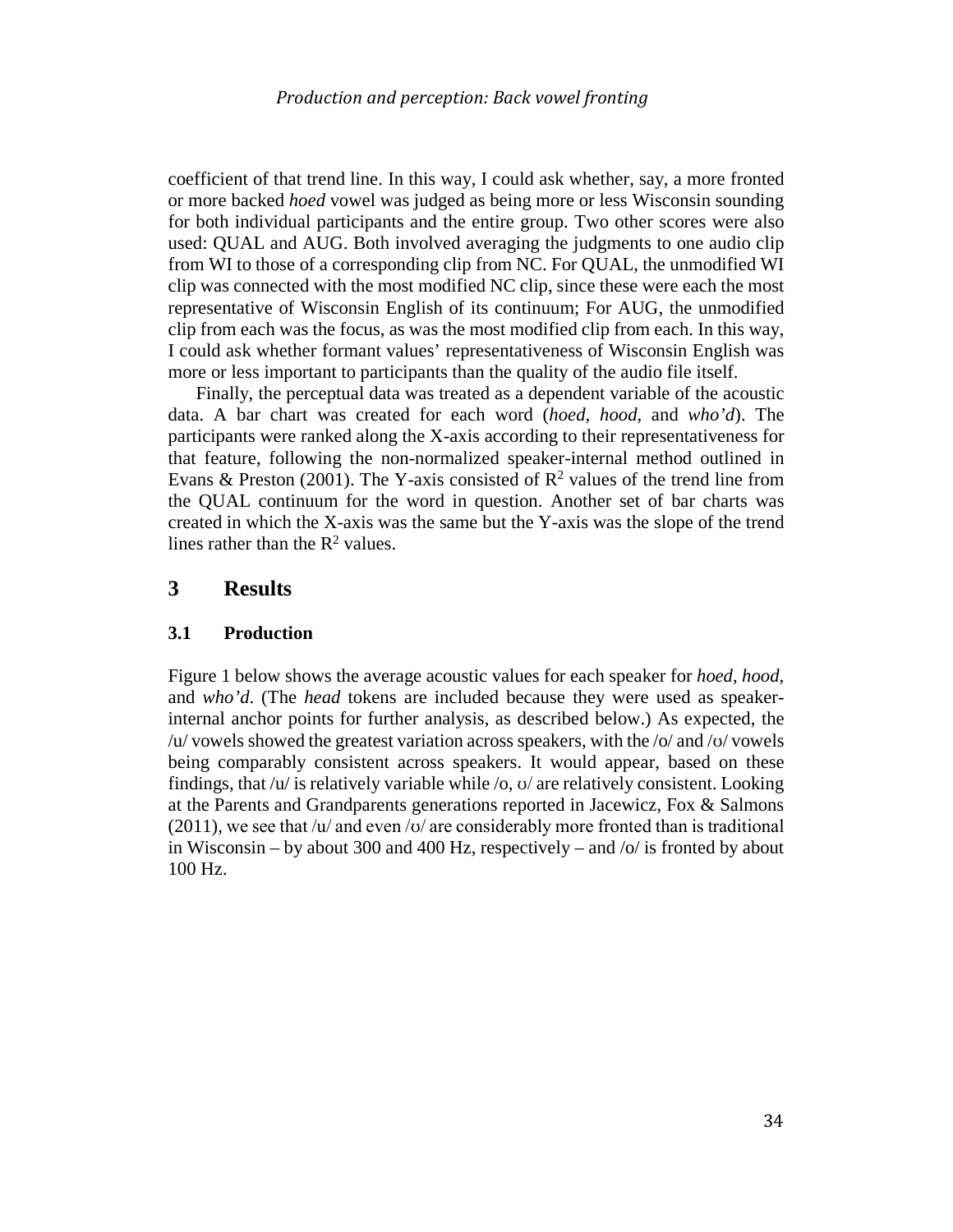coefficient of that trend line. In this way, I could ask whether, say, a more fronted or more backed *hoed* vowel was judged as being more or less Wisconsin sounding for both individual participants and the entire group. Two other scores were also used: QUAL and AUG. Both involved averaging the judgments to one audio clip from WI to those of a corresponding clip from NC. For QUAL, the unmodified WI clip was connected with the most modified NC clip, since these were each the most representative of Wisconsin English of its continuum; For AUG, the unmodified clip from each was the focus, as was the most modified clip from each. In this way, I could ask whether formant values' representativeness of Wisconsin English was more or less important to participants than the quality of the audio file itself.

Finally, the perceptual data was treated as a dependent variable of the acoustic data. A bar chart was created for each word (*hoed*, *hood*, and *who'd*). The participants were ranked along the X-axis according to their representativeness for that feature, following the non-normalized speaker-internal method outlined in Evans & Preston (2001). The Y-axis consisted of $R^2$ values of the trend line from the QUAL continuum for the word in question. Another set of bar charts was created in which the X-axis was the same but the Y-axis was the slope of the trend lines rather than the $R^2$ values.

## 3 Results

### 3.1 Production

Figure 1 below shows the average acoustic values for each speaker for *hoed*, *hood*, and *who'd*. (The *head* tokens are included because they were used as speaker-internal anchor points for further analysis, as described below.) As expected, the /u/ vowels showed the greatest variation across speakers, with the /o/ and /ʊ/ vowels being comparably consistent across speakers. It would appear, based on these findings, that /u/ is relatively variable while /o, ʊ/ are relatively consistent. Looking at the Parents and Grandparents generations reported in Jacewicz, Fox & Salmons (2011), we see that /u/ and even /ʊ/ are considerably more fronted than is traditional in Wisconsin – by about 300 and 400 Hz, respectively – and /o/ is fronted by about 100 Hz.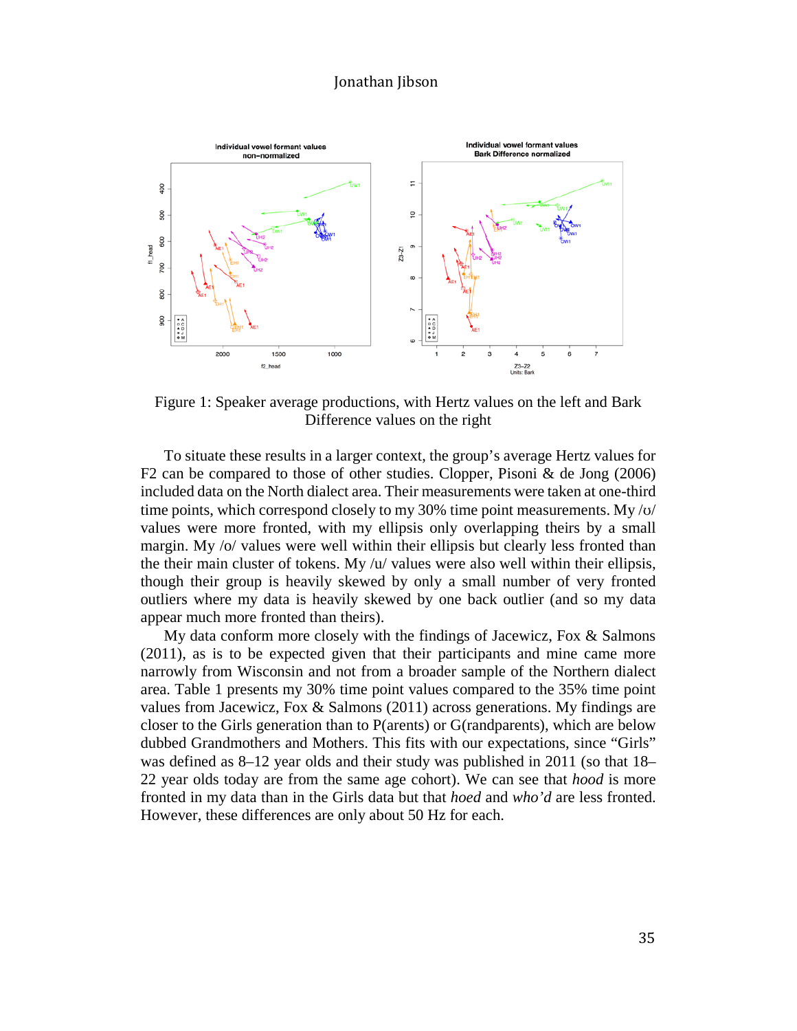Figure 1: Speaker average productions, with Hertz values on the left and Bark Difference values on the right

To situate these results in a larger context, the group's average Hertz values for F2 can be compared to those of other studies. Clopper, Pisoni & de Jong (2006) included data on the North dialect area. Their measurements were taken at one-third time points, which correspond closely to my 30% time point measurements. My /ʊ/ values were more fronted, with my ellipsis only overlapping theirs by a small margin. My /o/ values were well within their ellipsis but clearly less fronted than the their main cluster of tokens. My /u/ values were also well within their ellipsis, though their group is heavily skewed by only a small number of very fronted outliers where my data is heavily skewed by one back outlier (and so my data appear much more fronted than theirs).

My data conform more closely with the findings of Jacewicz, Fox & Salmons (2011), as is to be expected given that their participants and mine came more narrowly from Wisconsin and not from a broader sample of the Northern dialect area. Table 1 presents my 30% time point values compared to the 35% time point values from Jacewicz, Fox & Salmons (2011) across generations. My findings are closer to the Girls generation than to P(arents) or G(randparents), which are below dubbed Grandmothers and Mothers. This fits with our expectations, since "Girls" was defined as 8–12 year olds and their study was published in 2011 (so that 18–22 year olds today are from the same age cohort). We can see that *hood* is more fronted in my data than in the Girls data but that *hoed* and *who'd* are less fronted. However, these differences are only about 50 Hz for each.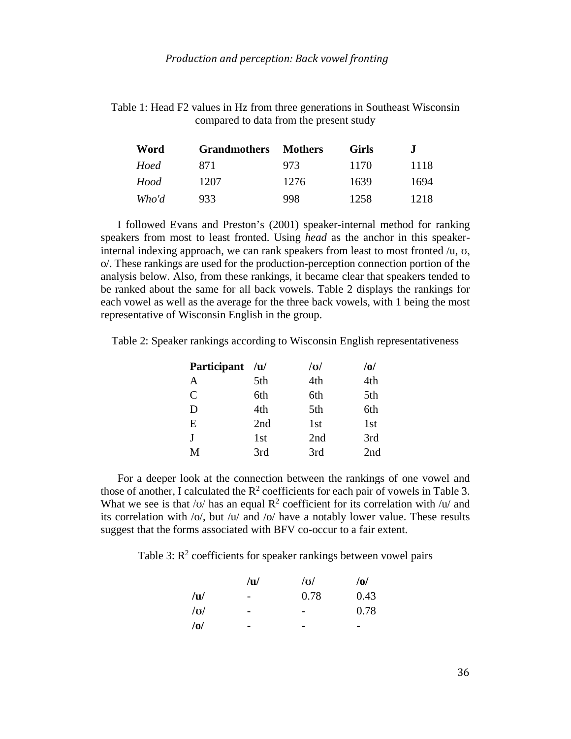Table 1: Head F2 values in Hz from three generations in Southeast Wisconsin compared to data from the present study

| Word | Grandmothers | Mothers | Girls | J |
|---|---|---|---|---|
| *Hoed* | 871 | 973 | 1170 | 1118 |
| *Hood* | 1207 | 1276 | 1639 | 1694 |
| *Who'd* | 933 | 998 | 1258 | 1218 |

I followed Evans and Preston's (2001) speaker-internal method for ranking speakers from most to least fronted. Using *head* as the anchor in this speaker-internal indexing approach, we can rank speakers from least to most fronted /u, ʊ, o/. These rankings are used for the production-perception connection portion of the analysis below. Also, from these rankings, it became clear that speakers tended to be ranked about the same for all back vowels. Table 2 displays the rankings for each vowel as well as the average for the three back vowels, with 1 being the most representative of Wisconsin English in the group.

Table 2: Speaker rankings according to Wisconsin English representativeness

| Participant | /u/ | /ʊ/ | /o/ |
|---|---|---|---|
| A | 5th | 4th | 4th |
| C | 6th | 6th | 5th |
| D | 4th | 5th | 6th |
| E | 2nd | 1st | 1st |
| J | 1st | 2nd | 3rd |
| M | 3rd | 3rd | 2nd |

For a deeper look at the connection between the rankings of one vowel and those of another, I calculated the $R^2$ coefficients for each pair of vowels in Table 3. What we see is that /ʊ/ has an equal $R^2$ coefficient for its correlation with /u/ and its correlation with /o/, but /u/ and /o/ have a notably lower value. These results suggest that the forms associated with BFV co-occur to a fair extent.

Table 3: $R^2$ coefficients for speaker rankings between vowel pairs

| | /u/ | /ʊ/ | /o/ |
|---|---|---|---|
| /u/ | - | 0.78 | 0.43 |
| /ʊ/ | - | - | 0.78 |
| /o/ | - | - | - |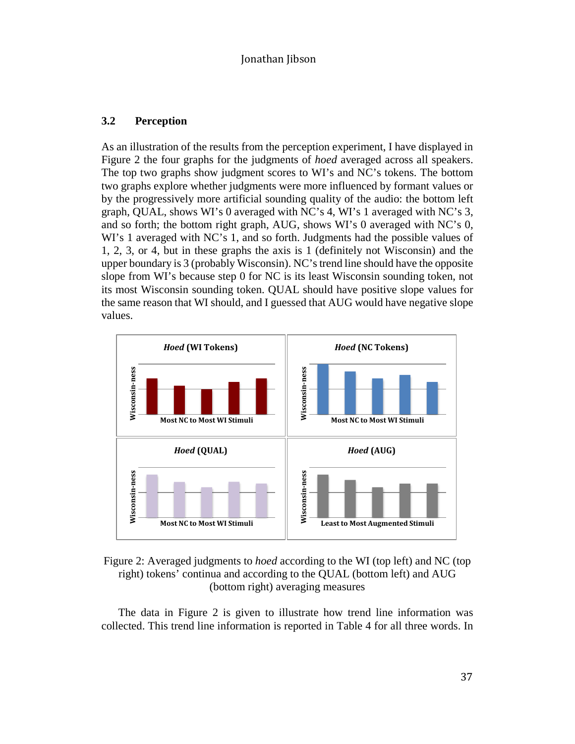### 3.2 Perception

As an illustration of the results from the perception experiment, I have displayed in Figure 2 the four graphs for the judgments of *hoed* averaged across all speakers. The top two graphs show judgment scores to WI's and NC's tokens. The bottom two graphs explore whether judgments were more influenced by formant values or by the progressively more artificial sounding quality of the audio: the bottom left graph, QUAL, shows WI's 0 averaged with NC's 4, WI's 1 averaged with NC's 3, and so forth; the bottom right graph, AUG, shows WI's 0 averaged with NC's 0, WI's 1 averaged with NC's 1, and so forth. Judgments had the possible values of 1, 2, 3, or 4, but in these graphs the axis is 1 (definitely not Wisconsin) and the upper boundary is 3 (probably Wisconsin). NC's trend line should have the opposite slope from WI's because step 0 for NC is its least Wisconsin sounding token, not its most Wisconsin sounding token. QUAL should have positive slope values for the same reason that WI should, and I guessed that AUG would have negative slope values.

Figure 2: Averaged judgments to *hoed* according to the WI (top left) and NC (top right) tokens' continua and according to the QUAL (bottom left) and AUG (bottom right) averaging measures

The data in Figure 2 is given to illustrate how trend line information was collected. This trend line information is reported in Table 4 for all three words. In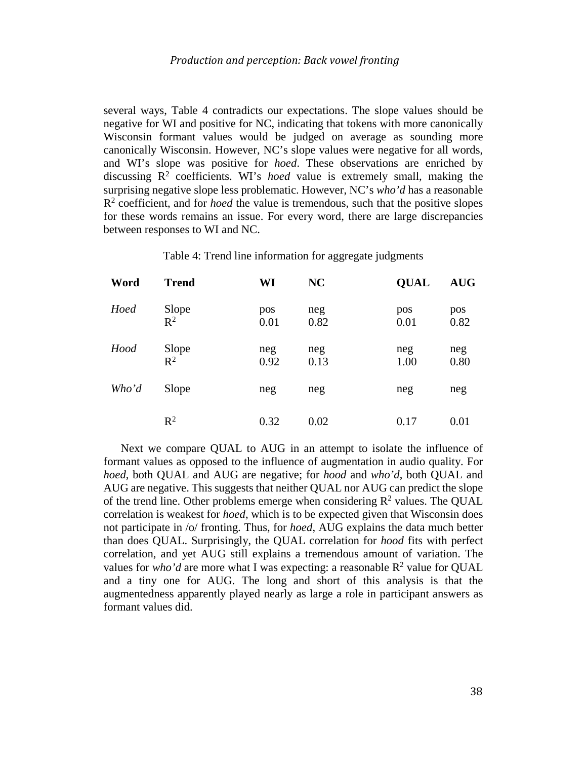several ways, Table 4 contradicts our expectations. The slope values should be negative for WI and positive for NC, indicating that tokens with more canonically Wisconsin formant values would be judged on average as sounding more canonically Wisconsin. However, NC's slope values were negative for all words, and WI's slope was positive for *hoed*. These observations are enriched by discussing $R^2$ coefficients. WI's *hoed* value is extremely small, making the surprising negative slope less problematic. However, NC's *who'd* has a reasonable $R^2$ coefficient, and for *hoed* the value is tremendous, such that the positive slopes for these words remains an issue. For every word, there are large discrepancies between responses to WI and NC.

Table 4: Trend line information for aggregate judgments

| **Word** | **Trend** | **WI** | **NC** | **QUAL** | **AUG** |
|---|---|---|---|---|---|
| *Hoed* | Slope | pos | neg | pos | pos |
| | $R^2$ | 0.01 | 0.82 | 0.01 | 0.82 |
| *Hood* | Slope | neg | neg | neg | neg |
| | $R^2$ | 0.92 | 0.13 | 1.00 | 0.80 |
| *Who'd* | Slope | neg | neg | neg | neg |
| | $R^2$ | 0.32 | 0.02 | 0.17 | 0.01 |

Next we compare QUAL to AUG in an attempt to isolate the influence of formant values as opposed to the influence of augmentation in audio quality. For *hoed*, both QUAL and AUG are negative; for *hood* and *who'd*, both QUAL and AUG are negative. This suggests that neither QUAL nor AUG can predict the slope of the trend line. Other problems emerge when considering $R^2$ values. The QUAL correlation is weakest for *hoed*, which is to be expected given that Wisconsin does not participate in /o/ fronting. Thus, for *hoed*, AUG explains the data much better than does QUAL. Surprisingly, the QUAL correlation for *hood* fits with perfect correlation, and yet AUG still explains a tremendous amount of variation. The values for *who'd* are more what I was expecting: a reasonable $R^2$ value for QUAL and a tiny one for AUG. The long and short of this analysis is that the augmentedness apparently played nearly as large a role in participant answers as formant values did.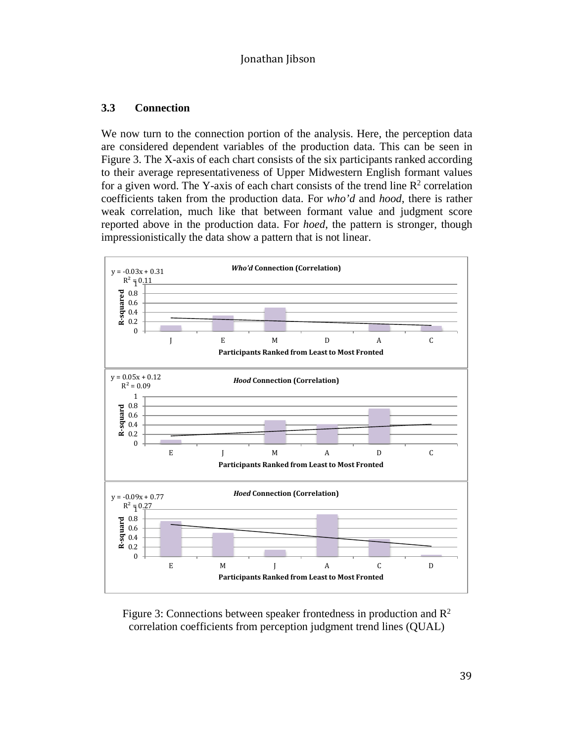### 3.3 Connection

We now turn to the connection portion of the analysis. Here, the perception data are considered dependent variables of the production data. This can be seen in Figure 3. The X-axis of each chart consists of the six participants ranked according to their average representativeness of Upper Midwestern English formant values for a given word. The Y-axis of each chart consists of the trend line $R^2$ correlation coefficients taken from the production data. For *who'd* and *hood*, there is rather weak correlation, much like that between formant value and judgment score reported above in the production data. For *hoed*, the pattern is stronger, though impressionistically the data show a pattern that is not linear.

**Who'd Connection (Correlation)**

$y = -0.03x + 0.31$, $R^2 = 0.11$

**Hood Connection (Correlation)**

$y = 0.05x + 0.12$, $R^2 = 0.09$

**Hoed Connection (Correlation)**

$y = -0.09x + 0.77$, $R^2 = 0.27$

Figure 3: Connections between speaker frontedness in production and $R^2$ correlation coefficients from perception judgment trend lines (QUAL)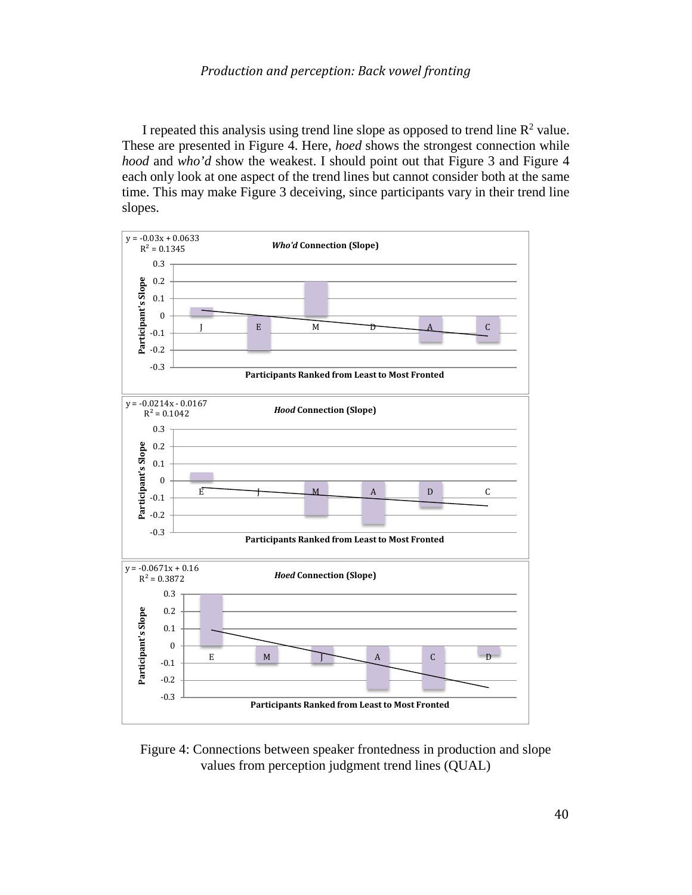I repeated this analysis using trend line slope as opposed to trend line $R^2$ value. These are presented in Figure 4. Here, *hoed* shows the strongest connection while *hood* and *who'd* show the weakest. I should point out that Figure 3 and Figure 4 each only look at one aspect of the trend lines but cannot consider both at the same time. This may make Figure 3 deceiving, since participants vary in their trend line slopes.

Figure 4: Connections between speaker frontedness in production and slope values from perception judgment trend lines (QUAL)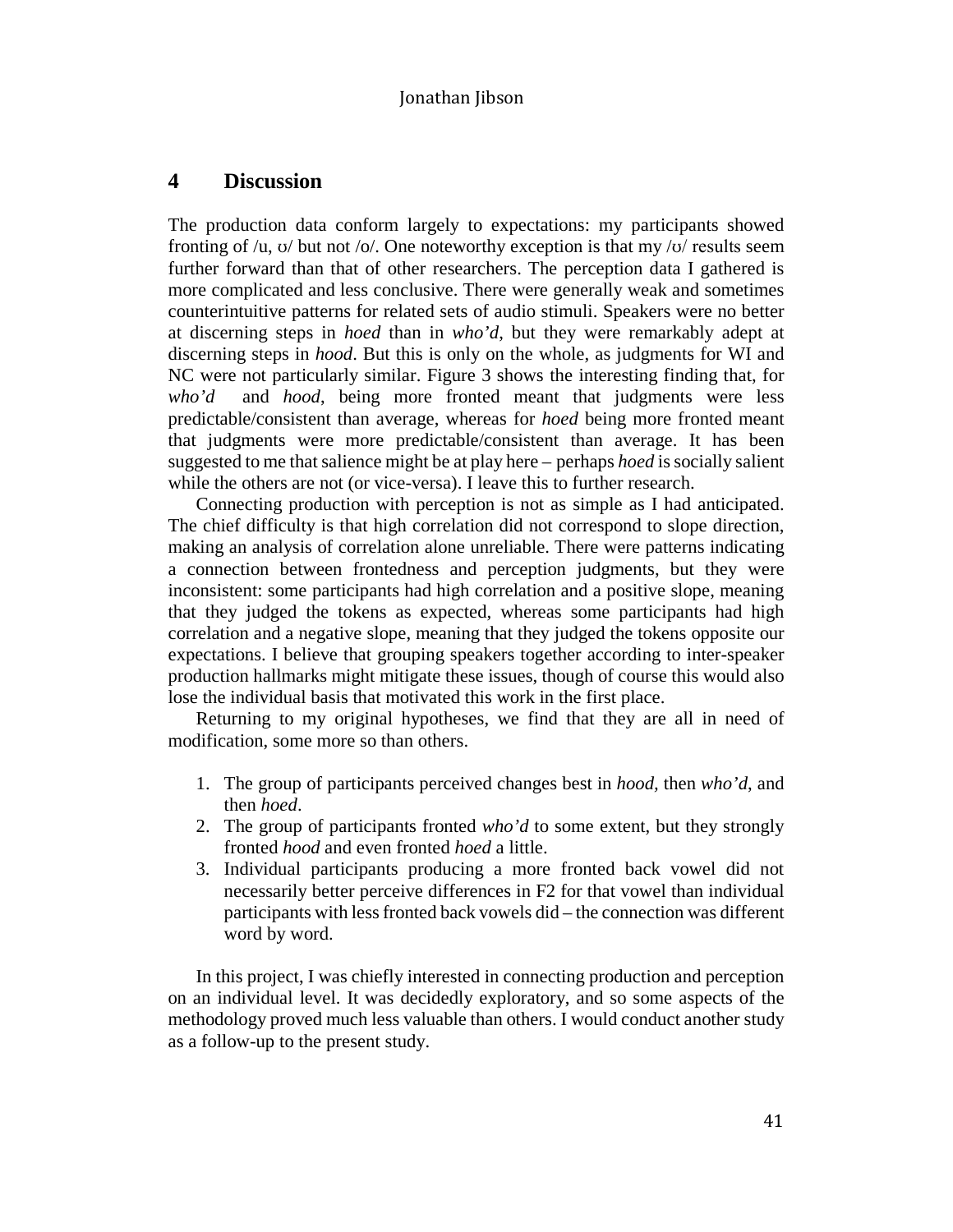## 4 Discussion

The production data conform largely to expectations: my participants showed fronting of /u, ʊ/ but not /o/. One noteworthy exception is that my /ʊ/ results seem further forward than that of other researchers. The perception data I gathered is more complicated and less conclusive. There were generally weak and sometimes counterintuitive patterns for related sets of audio stimuli. Speakers were no better at discerning steps in *hoed* than in *who'd*, but they were remarkably adept at discerning steps in *hood*. But this is only on the whole, as judgments for WI and NC were not particularly similar. Figure 3 shows the interesting finding that, for *who'd* and *hood*, being more fronted meant that judgments were less predictable/consistent than average, whereas for *hoed* being more fronted meant that judgments were more predictable/consistent than average. It has been suggested to me that salience might be at play here – perhaps *hoed* is socially salient while the others are not (or vice-versa). I leave this to further research.

Connecting production with perception is not as simple as I had anticipated. The chief difficulty is that high correlation did not correspond to slope direction, making an analysis of correlation alone unreliable. There were patterns indicating a connection between frontedness and perception judgments, but they were inconsistent: some participants had high correlation and a positive slope, meaning that they judged the tokens as expected, whereas some participants had high correlation and a negative slope, meaning that they judged the tokens opposite our expectations. I believe that grouping speakers together according to inter-speaker production hallmarks might mitigate these issues, though of course this would also lose the individual basis that motivated this work in the first place.

Returning to my original hypotheses, we find that they are all in need of modification, some more so than others.

1. The group of participants perceived changes best in *hood*, then *who'd*, and then *hoed*.
2. The group of participants fronted *who'd* to some extent, but they strongly fronted *hood* and even fronted *hoed* a little.
3. Individual participants producing a more fronted back vowel did not necessarily better perceive differences in F2 for that vowel than individual participants with less fronted back vowels did – the connection was different word by word.

In this project, I was chiefly interested in connecting production and perception on an individual level. It was decidedly exploratory, and so some aspects of the methodology proved much less valuable than others. I would conduct another study as a follow-up to the present study.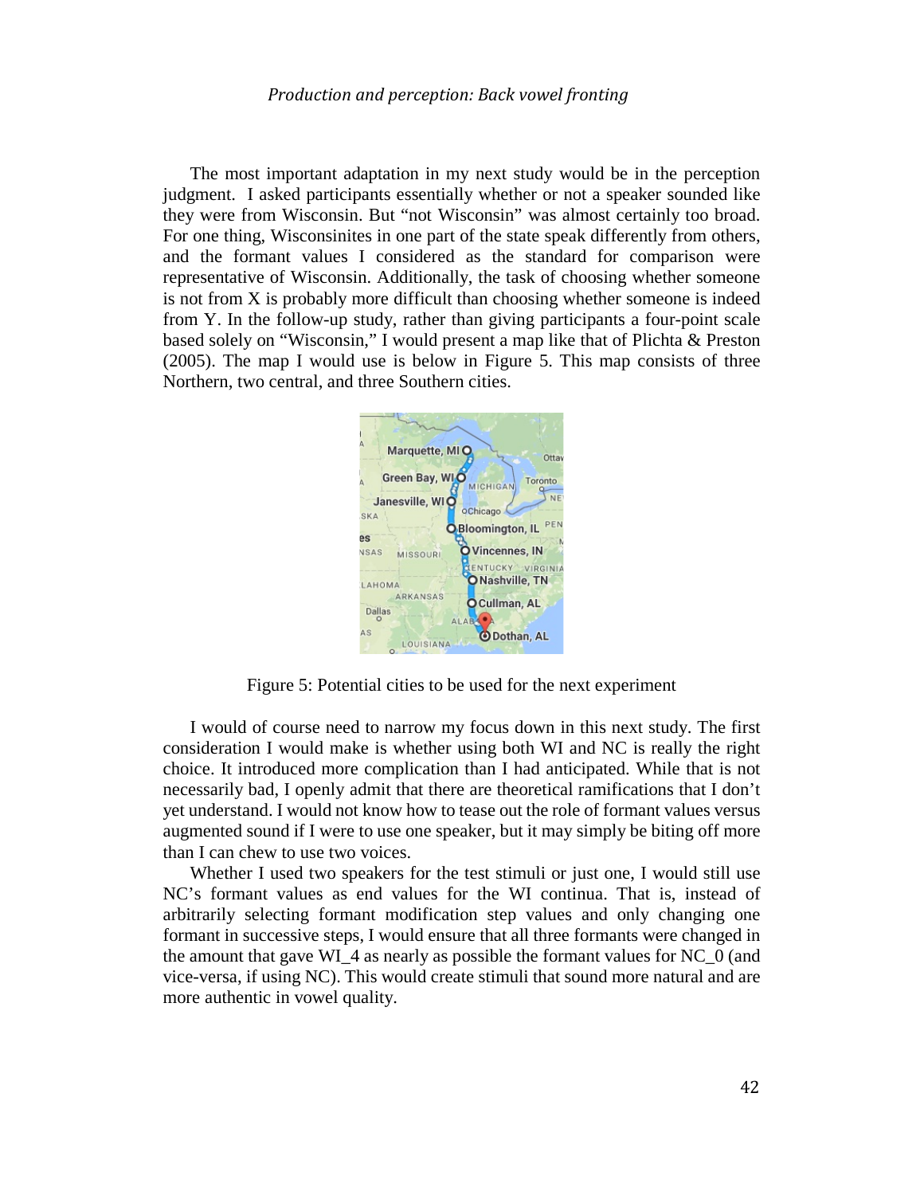The most important adaptation in my next study would be in the perception judgment. I asked participants essentially whether or not a speaker sounded like they were from Wisconsin. But "not Wisconsin" was almost certainly too broad. For one thing, Wisconsinites in one part of the state speak differently from others, and the formant values I considered as the standard for comparison were representative of Wisconsin. Additionally, the task of choosing whether someone is not from X is probably more difficult than choosing whether someone is indeed from Y. In the follow-up study, rather than giving participants a four-point scale based solely on "Wisconsin," I would present a map like that of Plichta & Preston (2005). The map I would use is below in Figure 5. This map consists of three Northern, two central, and three Southern cities.

Figure 5: Potential cities to be used for the next experiment

I would of course need to narrow my focus down in this next study. The first consideration I would make is whether using both WI and NC is really the right choice. It introduced more complication than I had anticipated. While that is not necessarily bad, I openly admit that there are theoretical ramifications that I don't yet understand. I would not know how to tease out the role of formant values versus augmented sound if I were to use one speaker, but it may simply be biting off more than I can chew to use two voices.

Whether I used two speakers for the test stimuli or just one, I would still use NC's formant values as end values for the WI continua. That is, instead of arbitrarily selecting formant modification step values and only changing one formant in successive steps, I would ensure that all three formants were changed in the amount that gave WI_4 as nearly as possible the formant values for NC_0 (and vice-versa, if using NC). This would create stimuli that sound more natural and are more authentic in vowel quality.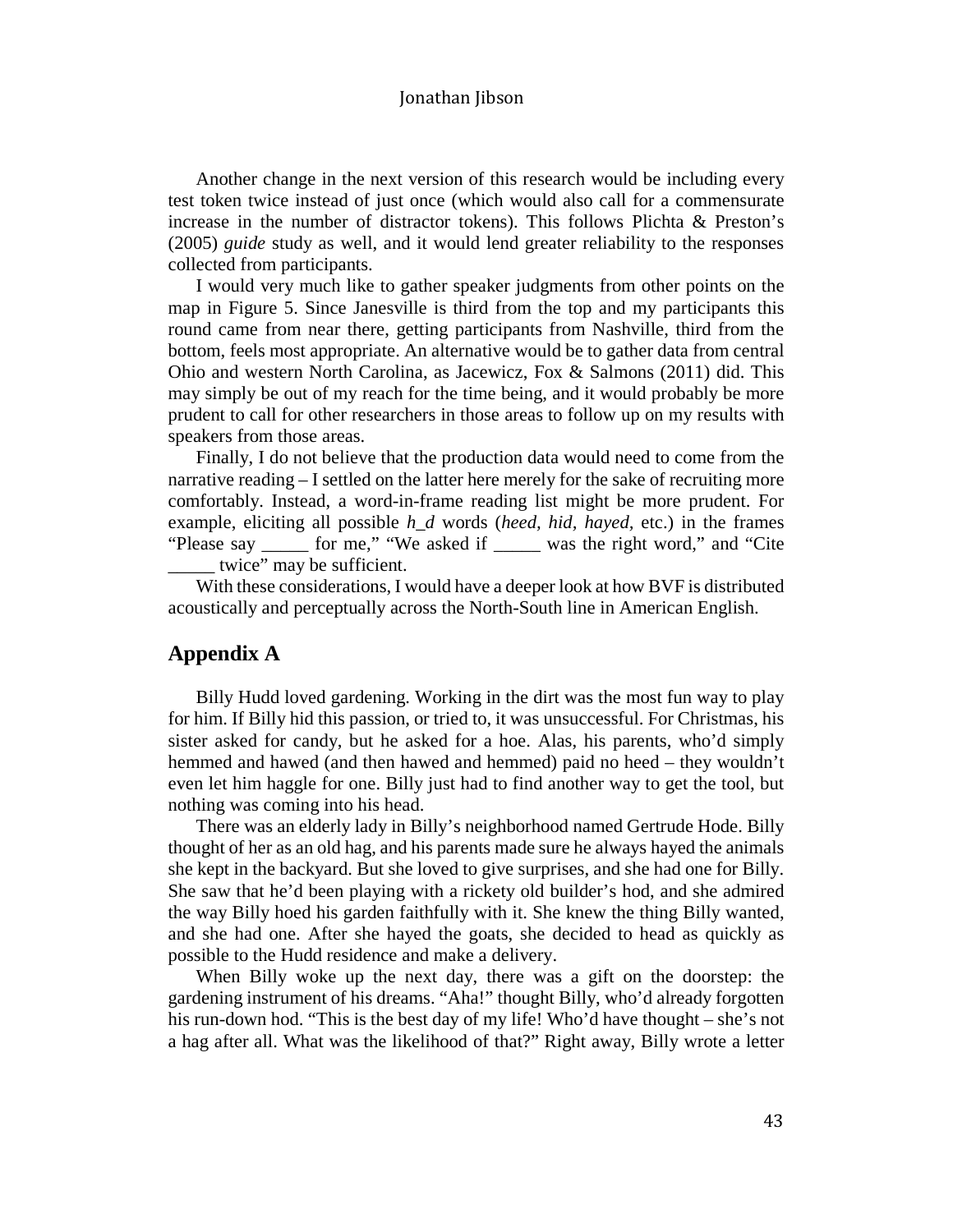Another change in the next version of this research would be including every test token twice instead of just once (which would also call for a commensurate increase in the number of distractor tokens). This follows Plichta & Preston's (2005) *guide* study as well, and it would lend greater reliability to the responses collected from participants.

I would very much like to gather speaker judgments from other points on the map in Figure 5. Since Janesville is third from the top and my participants this round came from near there, getting participants from Nashville, third from the bottom, feels most appropriate. An alternative would be to gather data from central Ohio and western North Carolina, as Jacewicz, Fox & Salmons (2011) did. This may simply be out of my reach for the time being, and it would probably be more prudent to call for other researchers in those areas to follow up on my results with speakers from those areas.

Finally, I do not believe that the production data would need to come from the narrative reading – I settled on the latter here merely for the sake of recruiting more comfortably. Instead, a word-in-frame reading list might be more prudent. For example, eliciting all possible *h_d* words (*heed*, *hid*, *hayed*, etc.) in the frames "Please say _____ for me," "We asked if _____ was the right word," and "Cite _____ twice" may be sufficient.

With these considerations, I would have a deeper look at how BVF is distributed acoustically and perceptually across the North-South line in American English.

## Appendix A

Billy Hudd loved gardening. Working in the dirt was the most fun way to play for him. If Billy hid this passion, or tried to, it was unsuccessful. For Christmas, his sister asked for candy, but he asked for a hoe. Alas, his parents, who'd simply hemmed and hawed (and then hawed and hemmed) paid no heed – they wouldn't even let him haggle for one. Billy just had to find another way to get the tool, but nothing was coming into his head.

There was an elderly lady in Billy's neighborhood named Gertrude Hode. Billy thought of her as an old hag, and his parents made sure he always hayed the animals she kept in the backyard. But she loved to give surprises, and she had one for Billy. She saw that he'd been playing with a rickety old builder's hod, and she admired the way Billy hoed his garden faithfully with it. She knew the thing Billy wanted, and she had one. After she hayed the goats, she decided to head as quickly as possible to the Hudd residence and make a delivery.

When Billy woke up the next day, there was a gift on the doorstep: the gardening instrument of his dreams. "Aha!" thought Billy, who'd already forgotten his run-down hod. "This is the best day of my life! Who'd have thought – she's not a hag after all. What was the likelihood of that?" Right away, Billy wrote a letter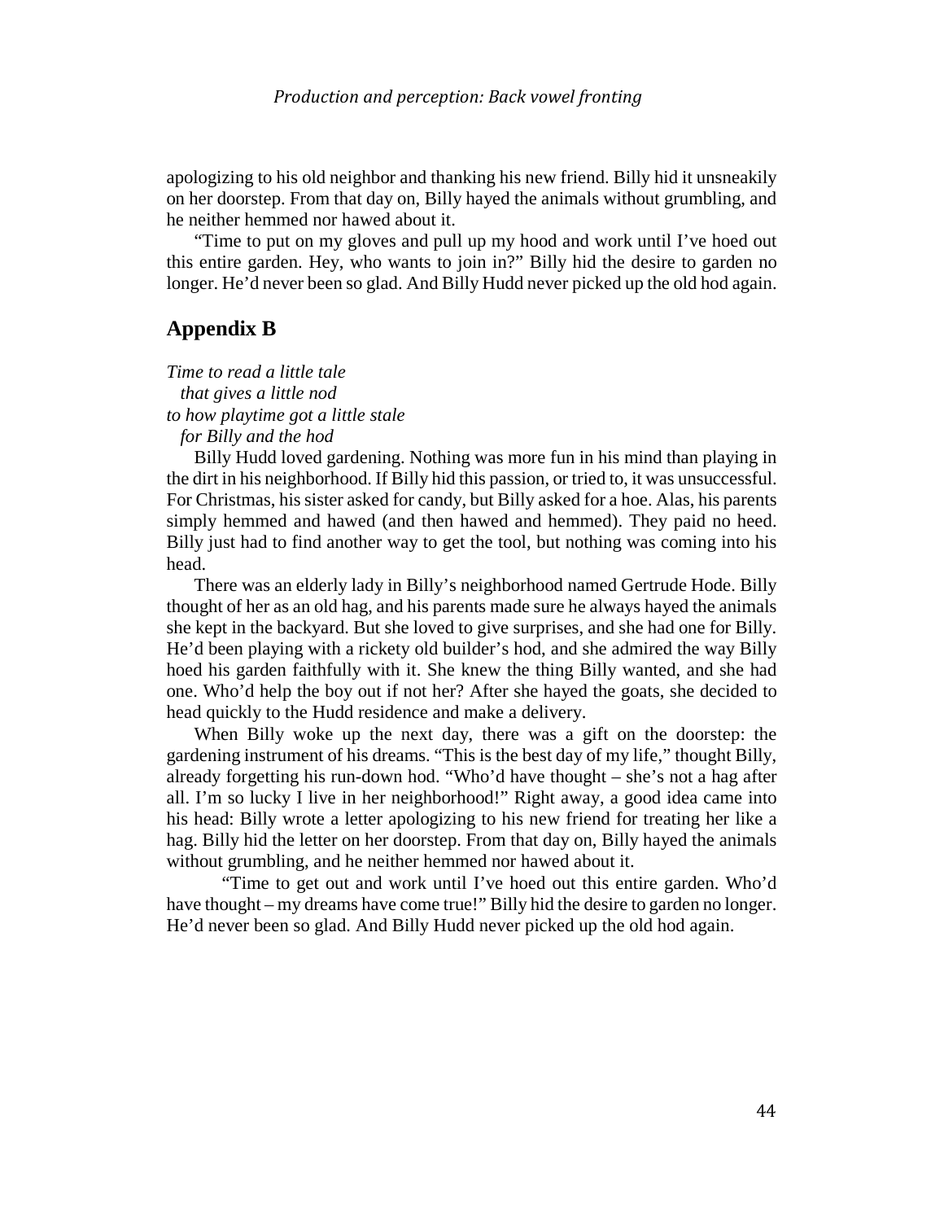apologizing to his old neighbor and thanking his new friend. Billy hid it unsneakily on her doorstep. From that day on, Billy hayed the animals without grumbling, and he neither hemmed nor hawed about it.

"Time to put on my gloves and pull up my hood and work until I've hoed out this entire garden. Hey, who wants to join in?" Billy hid the desire to garden no longer. He'd never been so glad. And Billy Hudd never picked up the old hod again.

## Appendix B

*Time to read a little tale*
*that gives a little nod*
*to how playtime got a little stale*
*for Billy and the hod*

Billy Hudd loved gardening. Nothing was more fun in his mind than playing in the dirt in his neighborhood. If Billy hid this passion, or tried to, it was unsuccessful. For Christmas, his sister asked for candy, but Billy asked for a hoe. Alas, his parents simply hemmed and hawed (and then hawed and hemmed). They paid no heed. Billy just had to find another way to get the tool, but nothing was coming into his head.

There was an elderly lady in Billy's neighborhood named Gertrude Hode. Billy thought of her as an old hag, and his parents made sure he always hayed the animals she kept in the backyard. But she loved to give surprises, and she had one for Billy. He'd been playing with a rickety old builder's hod, and she admired the way Billy hoed his garden faithfully with it. She knew the thing Billy wanted, and she had one. Who'd help the boy out if not her? After she hayed the goats, she decided to head quickly to the Hudd residence and make a delivery.

When Billy woke up the next day, there was a gift on the doorstep: the gardening instrument of his dreams. "This is the best day of my life," thought Billy, already forgetting his run-down hod. "Who'd have thought – she's not a hag after all. I'm so lucky I live in her neighborhood!" Right away, a good idea came into his head: Billy wrote a letter apologizing to his new friend for treating her like a hag. Billy hid the letter on her doorstep. From that day on, Billy hayed the animals without grumbling, and he neither hemmed nor hawed about it.

"Time to get out and work until I've hoed out this entire garden. Who'd have thought – my dreams have come true!" Billy hid the desire to garden no longer. He'd never been so glad. And Billy Hudd never picked up the old hod again.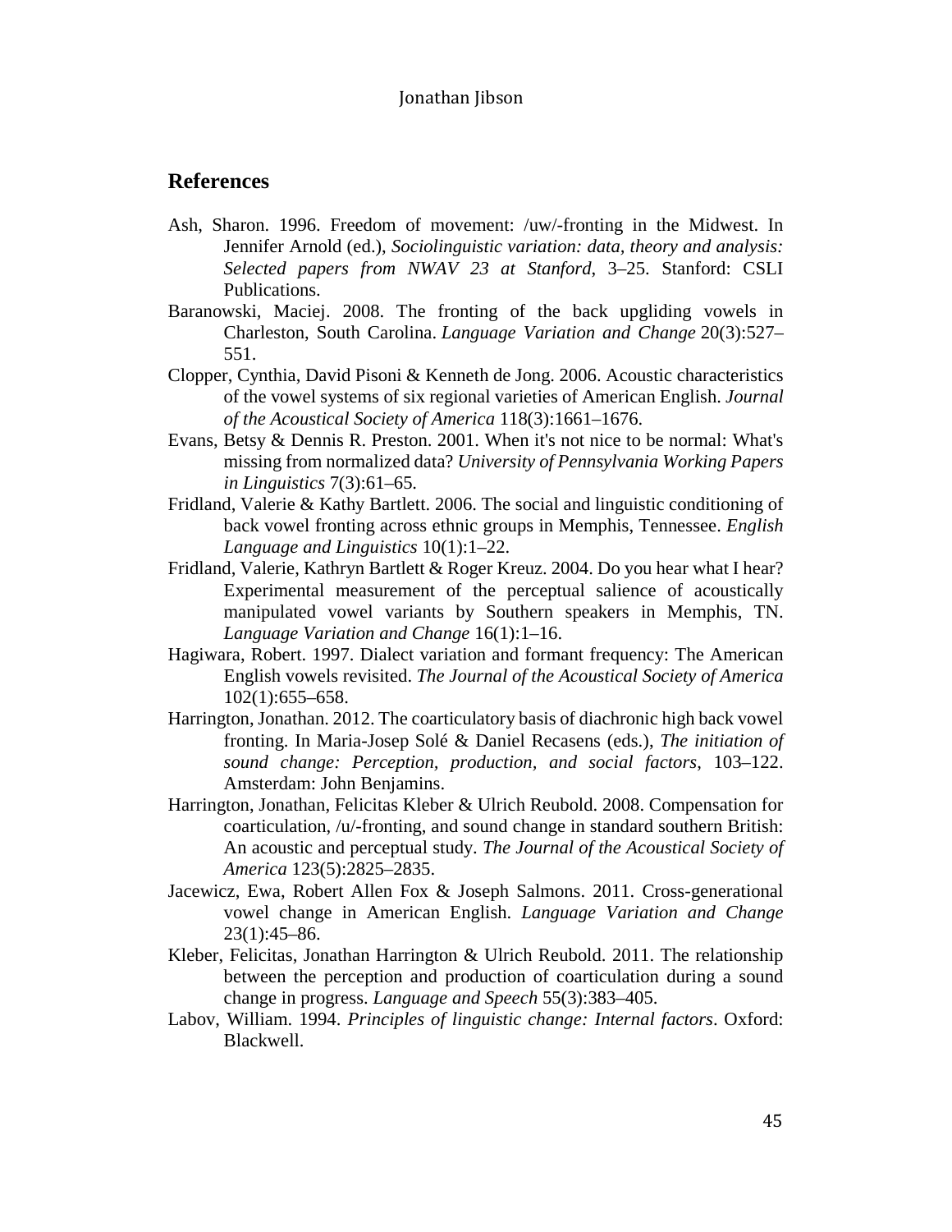## References

Ash, Sharon. 1996. Freedom of movement: /uw/-fronting in the Midwest. In Jennifer Arnold (ed.), *Sociolinguistic variation: data, theory and analysis: Selected papers from NWAV 23 at Stanford*, 3–25. Stanford: CSLI Publications.

Baranowski, Maciej. 2008. The fronting of the back upgliding vowels in Charleston, South Carolina. *Language Variation and Change* 20(3):527–551.

Clopper, Cynthia, David Pisoni & Kenneth de Jong. 2006. Acoustic characteristics of the vowel systems of six regional varieties of American English. *Journal of the Acoustical Society of America* 118(3):1661–1676.

Evans, Betsy & Dennis R. Preston. 2001. When it's not nice to be normal: What's missing from normalized data? *University of Pennsylvania Working Papers in Linguistics* 7(3):61–65.

Fridland, Valerie & Kathy Bartlett. 2006. The social and linguistic conditioning of back vowel fronting across ethnic groups in Memphis, Tennessee. *English Language and Linguistics* 10(1):1–22.

Fridland, Valerie, Kathryn Bartlett & Roger Kreuz. 2004. Do you hear what I hear? Experimental measurement of the perceptual salience of acoustically manipulated vowel variants by Southern speakers in Memphis, TN. *Language Variation and Change* 16(1):1–16.

Hagiwara, Robert. 1997. Dialect variation and formant frequency: The American English vowels revisited. *The Journal of the Acoustical Society of America* 102(1):655–658.

Harrington, Jonathan. 2012. The coarticulatory basis of diachronic high back vowel fronting. In Maria-Josep Solé & Daniel Recasens (eds.), *The initiation of sound change: Perception, production, and social factors*, 103–122. Amsterdam: John Benjamins.

Harrington, Jonathan, Felicitas Kleber & Ulrich Reubold. 2008. Compensation for coarticulation, /u/-fronting, and sound change in standard southern British: An acoustic and perceptual study. *The Journal of the Acoustical Society of America* 123(5):2825–2835.

Jacewicz, Ewa, Robert Allen Fox & Joseph Salmons. 2011. Cross-generational vowel change in American English. *Language Variation and Change* 23(1):45–86.

Kleber, Felicitas, Jonathan Harrington & Ulrich Reubold. 2011. The relationship between the perception and production of coarticulation during a sound change in progress. *Language and Speech* 55(3):383–405.

Labov, William. 1994. *Principles of linguistic change: Internal factors*. Oxford: Blackwell.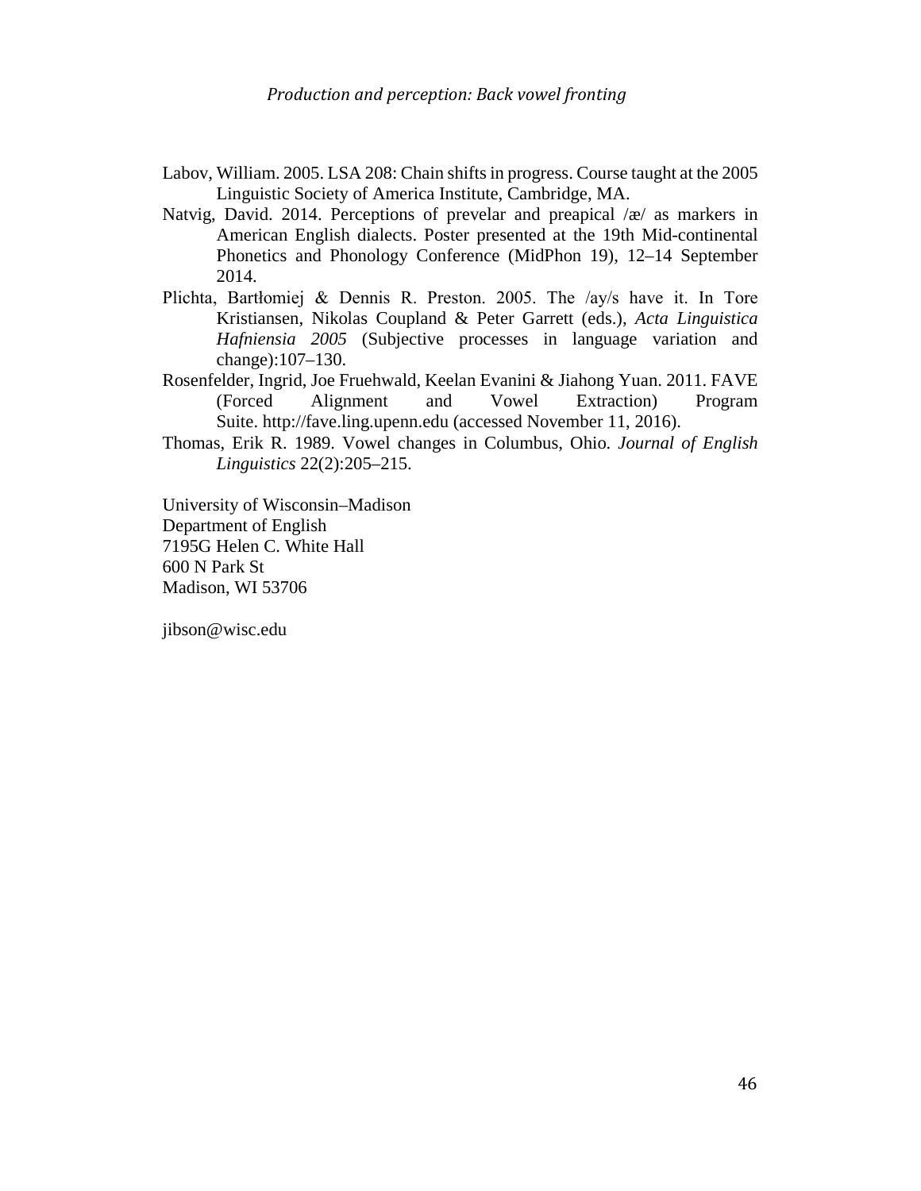Labov, William. 2005. LSA 208: Chain shifts in progress. Course taught at the 2005 Linguistic Society of America Institute, Cambridge, MA.

Natvig, David. 2014. Perceptions of prevelar and preapical /æ/ as markers in American English dialects. Poster presented at the 19th Mid-continental Phonetics and Phonology Conference (MidPhon 19), 12–14 September 2014.

Plichta, Bartłomiej & Dennis R. Preston. 2005. The /ay/s have it. In Tore Kristiansen, Nikolas Coupland & Peter Garrett (eds.), *Acta Linguistica Hafniensia 2005* (Subjective processes in language variation and change):107–130.

Rosenfelder, Ingrid, Joe Fruehwald, Keelan Evanini & Jiahong Yuan. 2011. FAVE (Forced Alignment and Vowel Extraction) Program Suite. http://fave.ling.upenn.edu (accessed November 11, 2016).

Thomas, Erik R. 1989. Vowel changes in Columbus, Ohio. *Journal of English Linguistics* 22(2):205–215.

University of Wisconsin–Madison
Department of English
7195G Helen C. White Hall
600 N Park St
Madison, WI 53706

jibson@wisc.edu